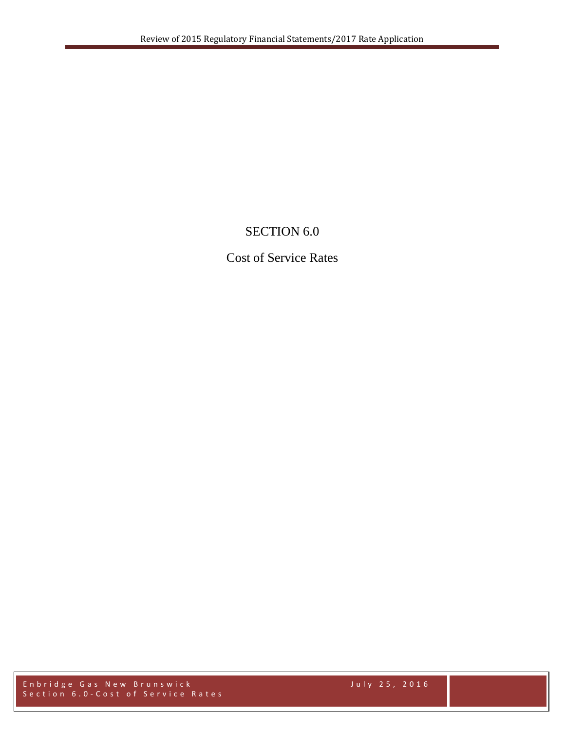# SECTION 6.0

## Cost of Service Rates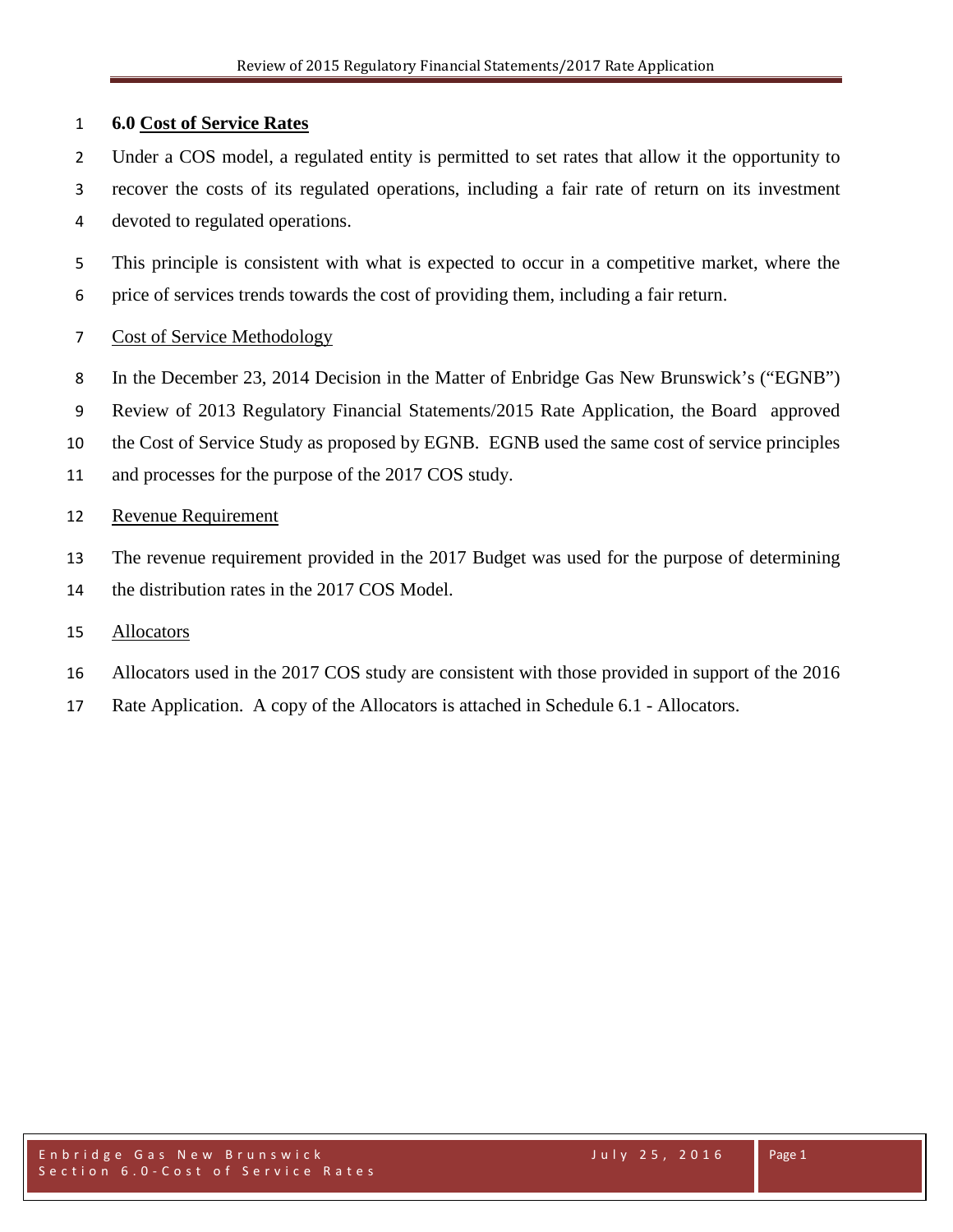## 6.0 Cost of Service Rates

Under a COS model, a regulated entity is permitted to set rates that allow it the opportunity to recover the costs of its regulated operations, including a fair rate of return on its investment devoted to regulated operations.

This principle is consistent with what is expected to occur in a competitive market, where the price of services trends towards the cost of providing them, including a fair return.

### Cost of Service Methodology

In the December 23, 2014 Decision in the Matter of Enbridge Gas New Brunswick's ("EGNB") Review of 2013 Regulatory Financial Statements/2015 Rate Application, the Board approved the Cost of Service Study as proposed by EGNB. EGNB used the same cost of service principles and processes for the purpose of the 2017 COS study.

### Revenue Requirement

The revenue requirement provided in the 2017 Budget was used for the purpose of determining the distribution rates in the 2017 COS Model.

### Allocators

Allocators used in the 2017 COS study are consistent with those provided in support of the 2016 Rate Application. A copy of the Allocators is attached in Schedule 6.1 - Allocators.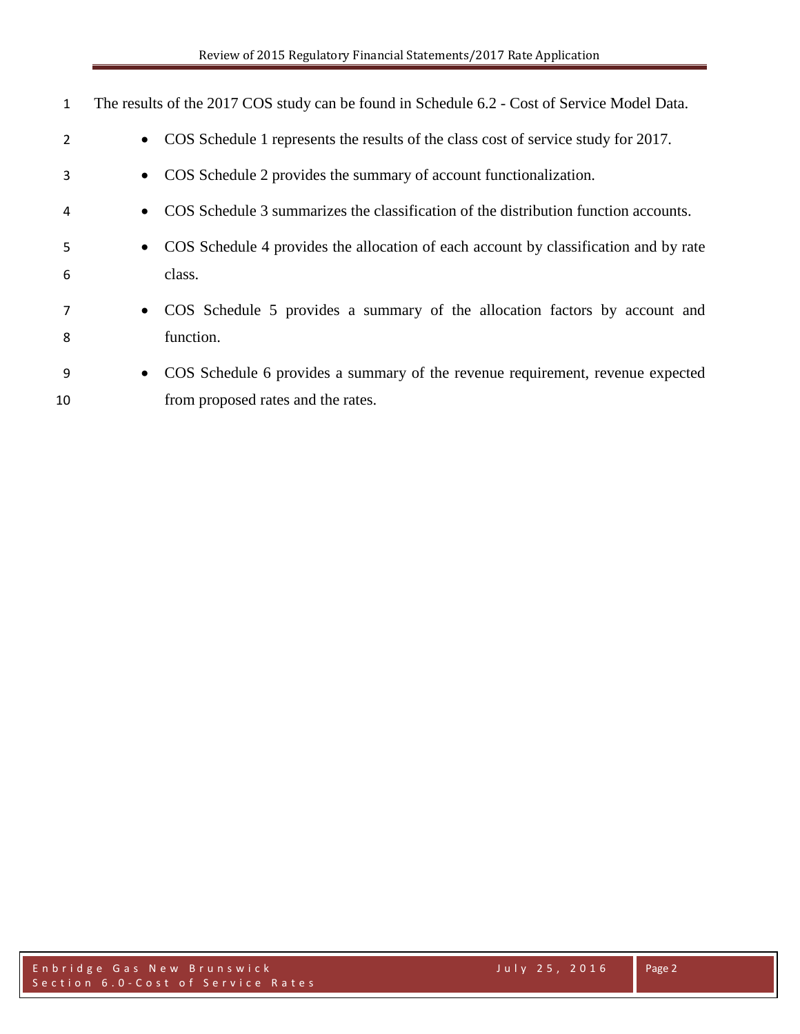The results of the 2017 COS study can be found in Schedule 6.2 - Cost of Service Model Data.

- COS Schedule 1 represents the results of the class cost of service study for 2017.
- COS Schedule 2 provides the summary of account functionalization.
- COS Schedule 3 summarizes the classification of the distribution function accounts.
- COS Schedule 4 provides the allocation of each account by classification and by rate class.
- COS Schedule 5 provides a summary of the allocation factors by account and function.
- COS Schedule 6 provides a summary of the revenue requirement, revenue expected from proposed rates and the rates.